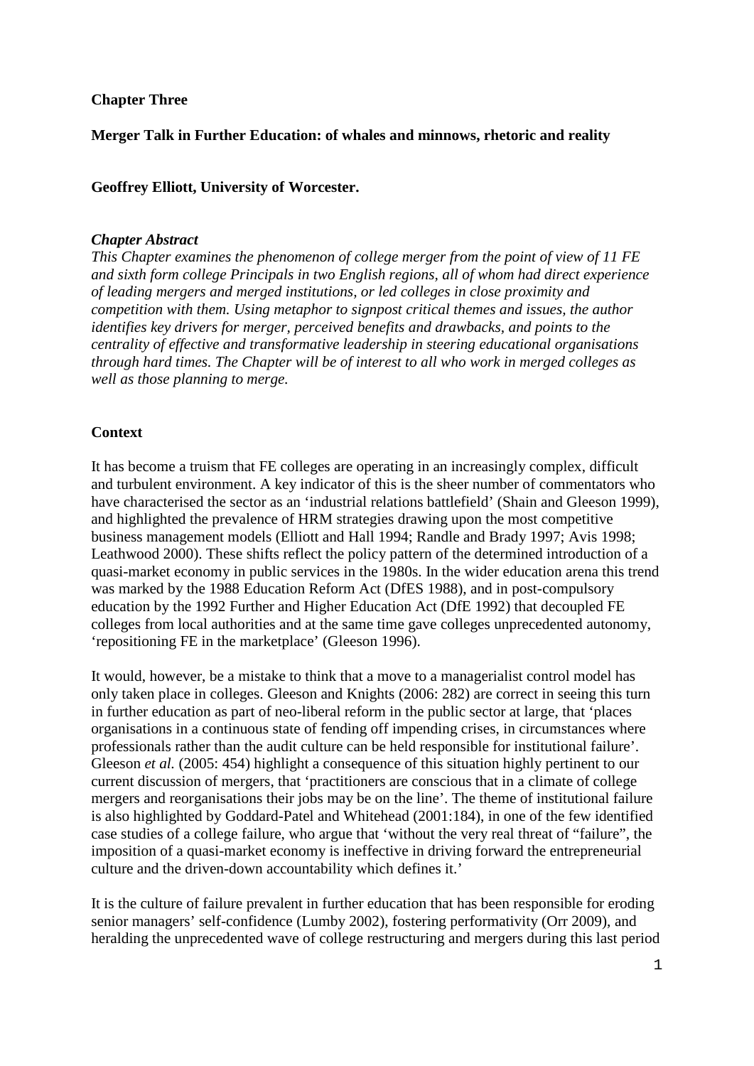**Chapter Three**

# Merger Talk in Further Education: of whales and minnows, rhetoric and reality

**Geoffrey Elliott, University of Worcester.**

***Chapter Abstract***

*This Chapter examines the phenomenon of college merger from the point of view of 11 FE and sixth form college Principals in two English regions, all of whom had direct experience of leading mergers and merged institutions, or led colleges in close proximity and competition with them. Using metaphor to signpost critical themes and issues, the author identifies key drivers for merger, perceived benefits and drawbacks, and points to the centrality of effective and transformative leadership in steering educational organisations through hard times. The Chapter will be of interest to all who work in merged colleges as well as those planning to merge.*

## Context

It has become a truism that FE colleges are operating in an increasingly complex, difficult and turbulent environment. A key indicator of this is the sheer number of commentators who have characterised the sector as an 'industrial relations battlefield' (Shain and Gleeson 1999), and highlighted the prevalence of HRM strategies drawing upon the most competitive business management models (Elliott and Hall 1994; Randle and Brady 1997; Avis 1998; Leathwood 2000). These shifts reflect the policy pattern of the determined introduction of a quasi-market economy in public services in the 1980s. In the wider education arena this trend was marked by the 1988 Education Reform Act (DfES 1988), and in post-compulsory education by the 1992 Further and Higher Education Act (DfE 1992) that decoupled FE colleges from local authorities and at the same time gave colleges unprecedented autonomy, 'repositioning FE in the marketplace' (Gleeson 1996).

It would, however, be a mistake to think that a move to a managerialist control model has only taken place in colleges. Gleeson and Knights (2006: 282) are correct in seeing this turn in further education as part of neo-liberal reform in the public sector at large, that 'places organisations in a continuous state of fending off impending crises, in circumstances where professionals rather than the audit culture can be held responsible for institutional failure'. Gleeson *et al.* (2005: 454) highlight a consequence of this situation highly pertinent to our current discussion of mergers, that 'practitioners are conscious that in a climate of college mergers and reorganisations their jobs may be on the line'. The theme of institutional failure is also highlighted by Goddard-Patel and Whitehead (2001:184), in one of the few identified case studies of a college failure, who argue that 'without the very real threat of "failure", the imposition of a quasi-market economy is ineffective in driving forward the entrepreneurial culture and the driven-down accountability which defines it.'

It is the culture of failure prevalent in further education that has been responsible for eroding senior managers' self-confidence (Lumby 2002), fostering performativity (Orr 2009), and heralding the unprecedented wave of college restructuring and mergers during this last period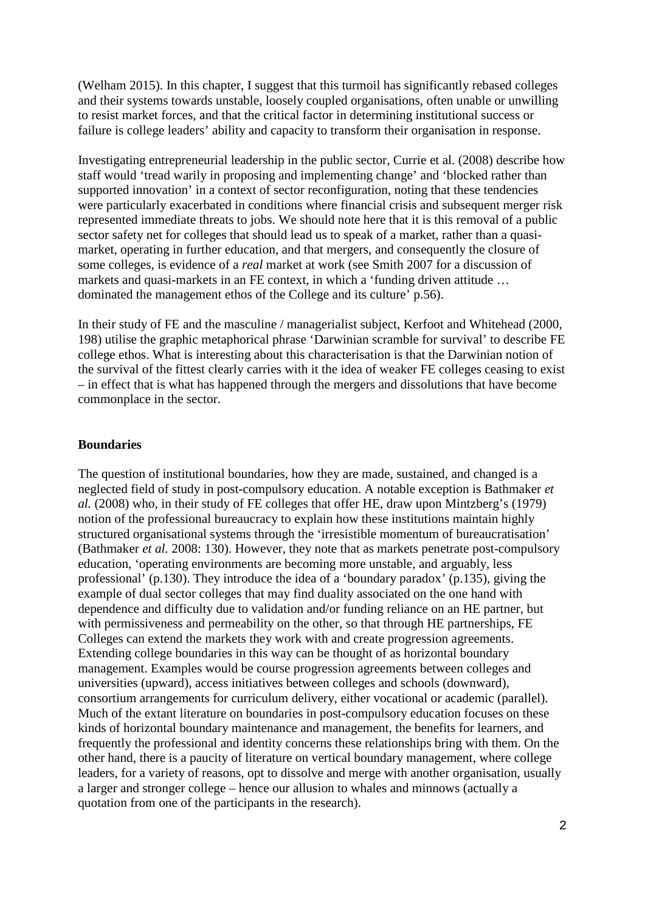(Welham 2015). In this chapter, I suggest that this turmoil has significantly rebased colleges and their systems towards unstable, loosely coupled organisations, often unable or unwilling to resist market forces, and that the critical factor in determining institutional success or failure is college leaders' ability and capacity to transform their organisation in response.

Investigating entrepreneurial leadership in the public sector, Currie et al. (2008) describe how staff would 'tread warily in proposing and implementing change' and 'blocked rather than supported innovation' in a context of sector reconfiguration, noting that these tendencies were particularly exacerbated in conditions where financial crisis and subsequent merger risk represented immediate threats to jobs. We should note here that it is this removal of a public sector safety net for colleges that should lead us to speak of a market, rather than a quasi-market, operating in further education, and that mergers, and consequently the closure of some colleges, is evidence of a *real* market at work (see Smith 2007 for a discussion of markets and quasi-markets in an FE context, in which a 'funding driven attitude … dominated the management ethos of the College and its culture' p.56).

In their study of FE and the masculine / managerialist subject, Kerfoot and Whitehead (2000, 198) utilise the graphic metaphorical phrase 'Darwinian scramble for survival' to describe FE college ethos. What is interesting about this characterisation is that the Darwinian notion of the survival of the fittest clearly carries with it the idea of weaker FE colleges ceasing to exist – in effect that is what has happened through the mergers and dissolutions that have become commonplace in the sector.

**Boundaries**

The question of institutional boundaries, how they are made, sustained, and changed is a neglected field of study in post-compulsory education. A notable exception is Bathmaker *et al.* (2008) who, in their study of FE colleges that offer HE, draw upon Mintzberg's (1979) notion of the professional bureaucracy to explain how these institutions maintain highly structured organisational systems through the 'irresistible momentum of bureaucratisation' (Bathmaker *et al.* 2008: 130). However, they note that as markets penetrate post-compulsory education, 'operating environments are becoming more unstable, and arguably, less professional' (p.130). They introduce the idea of a 'boundary paradox' (p.135), giving the example of dual sector colleges that may find duality associated on the one hand with dependence and difficulty due to validation and/or funding reliance on an HE partner, but with permissiveness and permeability on the other, so that through HE partnerships, FE Colleges can extend the markets they work with and create progression agreements. Extending college boundaries in this way can be thought of as horizontal boundary management. Examples would be course progression agreements between colleges and universities (upward), access initiatives between colleges and schools (downward), consortium arrangements for curriculum delivery, either vocational or academic (parallel). Much of the extant literature on boundaries in post-compulsory education focuses on these kinds of horizontal boundary maintenance and management, the benefits for learners, and frequently the professional and identity concerns these relationships bring with them. On the other hand, there is a paucity of literature on vertical boundary management, where college leaders, for a variety of reasons, opt to dissolve and merge with another organisation, usually a larger and stronger college – hence our allusion to whales and minnows (actually a quotation from one of the participants in the research).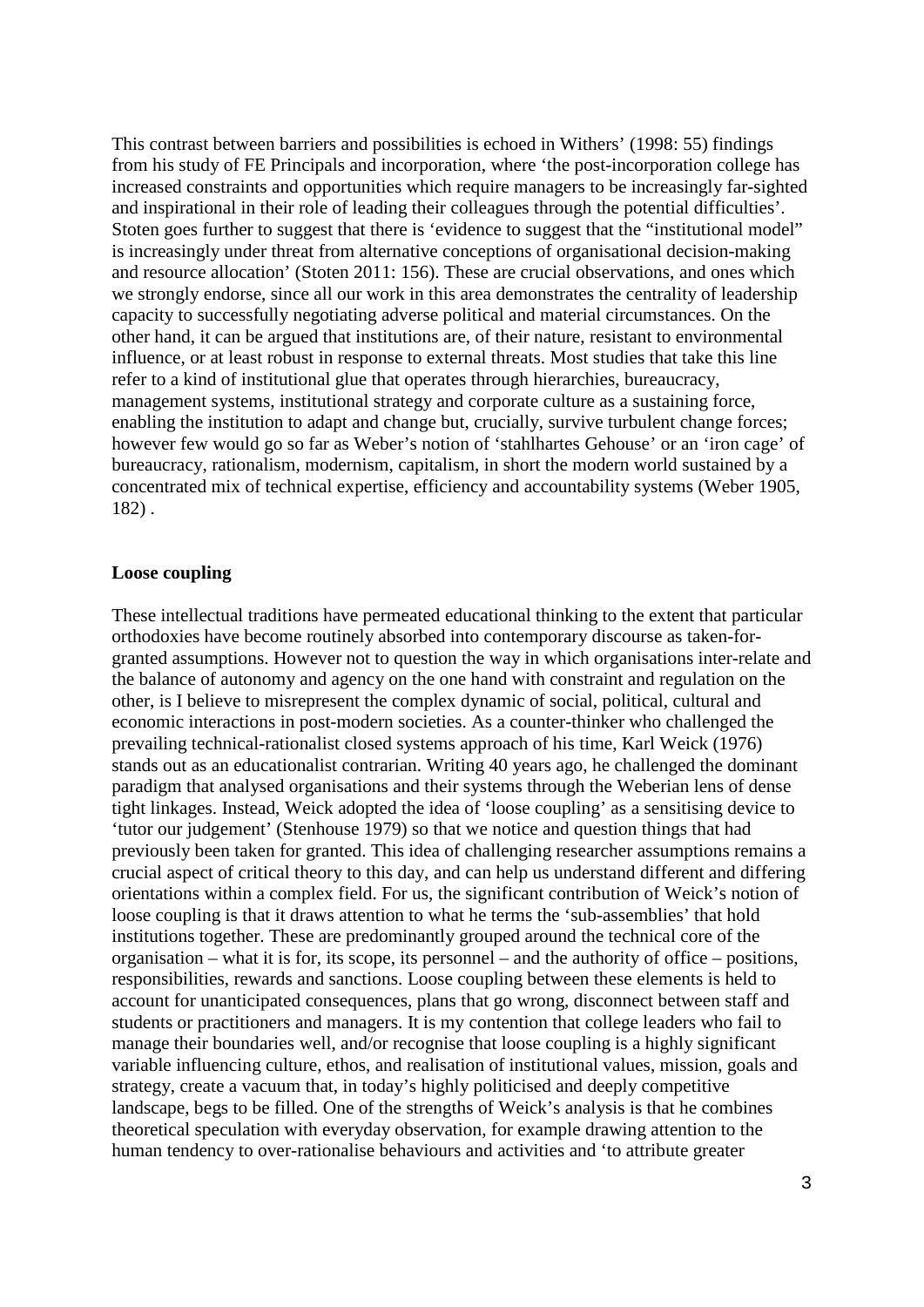This contrast between barriers and possibilities is echoed in Withers' (1998: 55) findings from his study of FE Principals and incorporation, where 'the post-incorporation college has increased constraints and opportunities which require managers to be increasingly far-sighted and inspirational in their role of leading their colleagues through the potential difficulties'. Stoten goes further to suggest that there is 'evidence to suggest that the "institutional model" is increasingly under threat from alternative conceptions of organisational decision-making and resource allocation' (Stoten 2011: 156). These are crucial observations, and ones which we strongly endorse, since all our work in this area demonstrates the centrality of leadership capacity to successfully negotiating adverse political and material circumstances. On the other hand, it can be argued that institutions are, of their nature, resistant to environmental influence, or at least robust in response to external threats. Most studies that take this line refer to a kind of institutional glue that operates through hierarchies, bureaucracy, management systems, institutional strategy and corporate culture as a sustaining force, enabling the institution to adapt and change but, crucially, survive turbulent change forces; however few would go so far as Weber's notion of 'stahlhartes Gehouse' or an 'iron cage' of bureaucracy, rationalism, modernism, capitalism, in short the modern world sustained by a concentrated mix of technical expertise, efficiency and accountability systems (Weber 1905, 182) .

**Loose coupling**

These intellectual traditions have permeated educational thinking to the extent that particular orthodoxies have become routinely absorbed into contemporary discourse as taken-for-granted assumptions. However not to question the way in which organisations inter-relate and the balance of autonomy and agency on the one hand with constraint and regulation on the other, is I believe to misrepresent the complex dynamic of social, political, cultural and economic interactions in post-modern societies. As a counter-thinker who challenged the prevailing technical-rationalist closed systems approach of his time, Karl Weick (1976) stands out as an educationalist contrarian. Writing 40 years ago, he challenged the dominant paradigm that analysed organisations and their systems through the Weberian lens of dense tight linkages. Instead, Weick adopted the idea of 'loose coupling' as a sensitising device to 'tutor our judgement' (Stenhouse 1979) so that we notice and question things that had previously been taken for granted. This idea of challenging researcher assumptions remains a crucial aspect of critical theory to this day, and can help us understand different and differing orientations within a complex field. For us, the significant contribution of Weick's notion of loose coupling is that it draws attention to what he terms the 'sub-assemblies' that hold institutions together. These are predominantly grouped around the technical core of the organisation – what it is for, its scope, its personnel – and the authority of office – positions, responsibilities, rewards and sanctions. Loose coupling between these elements is held to account for unanticipated consequences, plans that go wrong, disconnect between staff and students or practitioners and managers. It is my contention that college leaders who fail to manage their boundaries well, and/or recognise that loose coupling is a highly significant variable influencing culture, ethos, and realisation of institutional values, mission, goals and strategy, create a vacuum that, in today's highly politicised and deeply competitive landscape, begs to be filled. One of the strengths of Weick's analysis is that he combines theoretical speculation with everyday observation, for example drawing attention to the human tendency to over-rationalise behaviours and activities and 'to attribute greater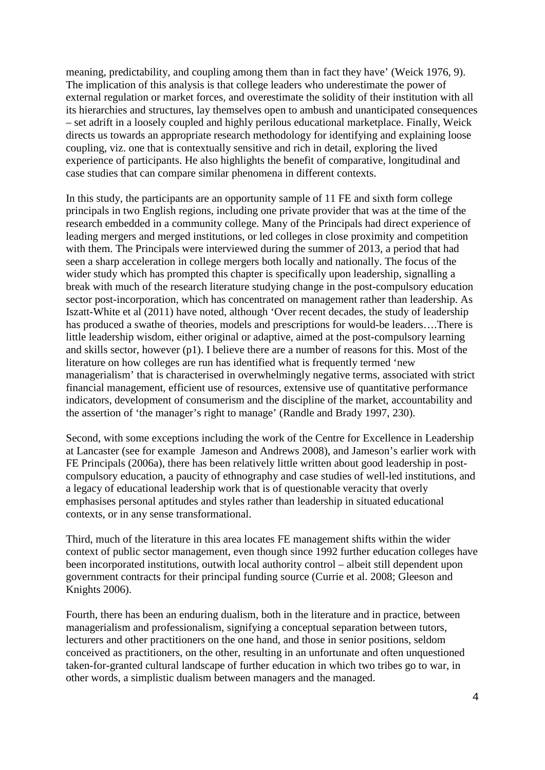meaning, predictability, and coupling among them than in fact they have' (Weick 1976, 9). The implication of this analysis is that college leaders who underestimate the power of external regulation or market forces, and overestimate the solidity of their institution with all its hierarchies and structures, lay themselves open to ambush and unanticipated consequences – set adrift in a loosely coupled and highly perilous educational marketplace. Finally, Weick directs us towards an appropriate research methodology for identifying and explaining loose coupling, viz. one that is contextually sensitive and rich in detail, exploring the lived experience of participants. He also highlights the benefit of comparative, longitudinal and case studies that can compare similar phenomena in different contexts.

In this study, the participants are an opportunity sample of 11 FE and sixth form college principals in two English regions, including one private provider that was at the time of the research embedded in a community college. Many of the Principals had direct experience of leading mergers and merged institutions, or led colleges in close proximity and competition with them. The Principals were interviewed during the summer of 2013, a period that had seen a sharp acceleration in college mergers both locally and nationally. The focus of the wider study which has prompted this chapter is specifically upon leadership, signalling a break with much of the research literature studying change in the post-compulsory education sector post-incorporation, which has concentrated on management rather than leadership. As Iszatt-White et al (2011) have noted, although 'Over recent decades, the study of leadership has produced a swathe of theories, models and prescriptions for would-be leaders….There is little leadership wisdom, either original or adaptive, aimed at the post-compulsory learning and skills sector, however (p1). I believe there are a number of reasons for this. Most of the literature on how colleges are run has identified what is frequently termed 'new managerialism' that is characterised in overwhelmingly negative terms, associated with strict financial management, efficient use of resources, extensive use of quantitative performance indicators, development of consumerism and the discipline of the market, accountability and the assertion of 'the manager's right to manage' (Randle and Brady 1997, 230).

Second, with some exceptions including the work of the Centre for Excellence in Leadership at Lancaster (see for example Jameson and Andrews 2008), and Jameson's earlier work with FE Principals (2006a), there has been relatively little written about good leadership in post-compulsory education, a paucity of ethnography and case studies of well-led institutions, and a legacy of educational leadership work that is of questionable veracity that overly emphasises personal aptitudes and styles rather than leadership in situated educational contexts, or in any sense transformational.

Third, much of the literature in this area locates FE management shifts within the wider context of public sector management, even though since 1992 further education colleges have been incorporated institutions, outwith local authority control – albeit still dependent upon government contracts for their principal funding source (Currie et al. 2008; Gleeson and Knights 2006).

Fourth, there has been an enduring dualism, both in the literature and in practice, between managerialism and professionalism, signifying a conceptual separation between tutors, lecturers and other practitioners on the one hand, and those in senior positions, seldom conceived as practitioners, on the other, resulting in an unfortunate and often unquestioned taken-for-granted cultural landscape of further education in which two tribes go to war, in other words, a simplistic dualism between managers and the managed.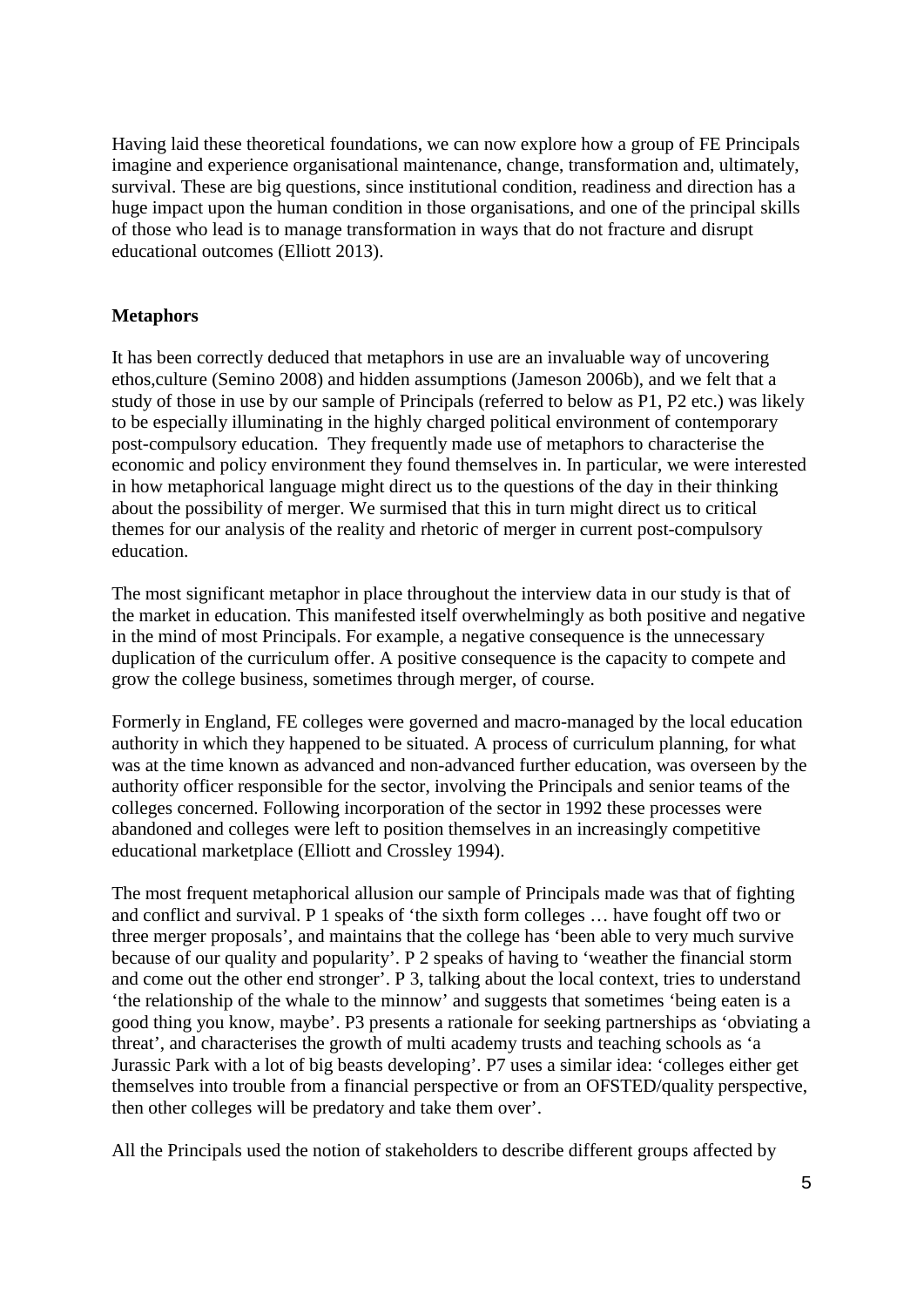Having laid these theoretical foundations, we can now explore how a group of FE Principals imagine and experience organisational maintenance, change, transformation and, ultimately, survival. These are big questions, since institutional condition, readiness and direction has a huge impact upon the human condition in those organisations, and one of the principal skills of those who lead is to manage transformation in ways that do not fracture and disrupt educational outcomes (Elliott 2013).

## Metaphors

It has been correctly deduced that metaphors in use are an invaluable way of uncovering ethos,culture (Semino 2008) and hidden assumptions (Jameson 2006b), and we felt that a study of those in use by our sample of Principals (referred to below as P1, P2 etc.) was likely to be especially illuminating in the highly charged political environment of contemporary post-compulsory education. They frequently made use of metaphors to characterise the economic and policy environment they found themselves in. In particular, we were interested in how metaphorical language might direct us to the questions of the day in their thinking about the possibility of merger. We surmised that this in turn might direct us to critical themes for our analysis of the reality and rhetoric of merger in current post-compulsory education.

The most significant metaphor in place throughout the interview data in our study is that of the market in education. This manifested itself overwhelmingly as both positive and negative in the mind of most Principals. For example, a negative consequence is the unnecessary duplication of the curriculum offer. A positive consequence is the capacity to compete and grow the college business, sometimes through merger, of course.

Formerly in England, FE colleges were governed and macro-managed by the local education authority in which they happened to be situated. A process of curriculum planning, for what was at the time known as advanced and non-advanced further education, was overseen by the authority officer responsible for the sector, involving the Principals and senior teams of the colleges concerned. Following incorporation of the sector in 1992 these processes were abandoned and colleges were left to position themselves in an increasingly competitive educational marketplace (Elliott and Crossley 1994).

The most frequent metaphorical allusion our sample of Principals made was that of fighting and conflict and survival. P 1 speaks of 'the sixth form colleges … have fought off two or three merger proposals', and maintains that the college has 'been able to very much survive because of our quality and popularity'. P 2 speaks of having to 'weather the financial storm and come out the other end stronger'. P 3, talking about the local context, tries to understand 'the relationship of the whale to the minnow' and suggests that sometimes 'being eaten is a good thing you know, maybe'. P3 presents a rationale for seeking partnerships as 'obviating a threat', and characterises the growth of multi academy trusts and teaching schools as 'a Jurassic Park with a lot of big beasts developing'. P7 uses a similar idea: 'colleges either get themselves into trouble from a financial perspective or from an OFSTED/quality perspective, then other colleges will be predatory and take them over'.

All the Principals used the notion of stakeholders to describe different groups affected by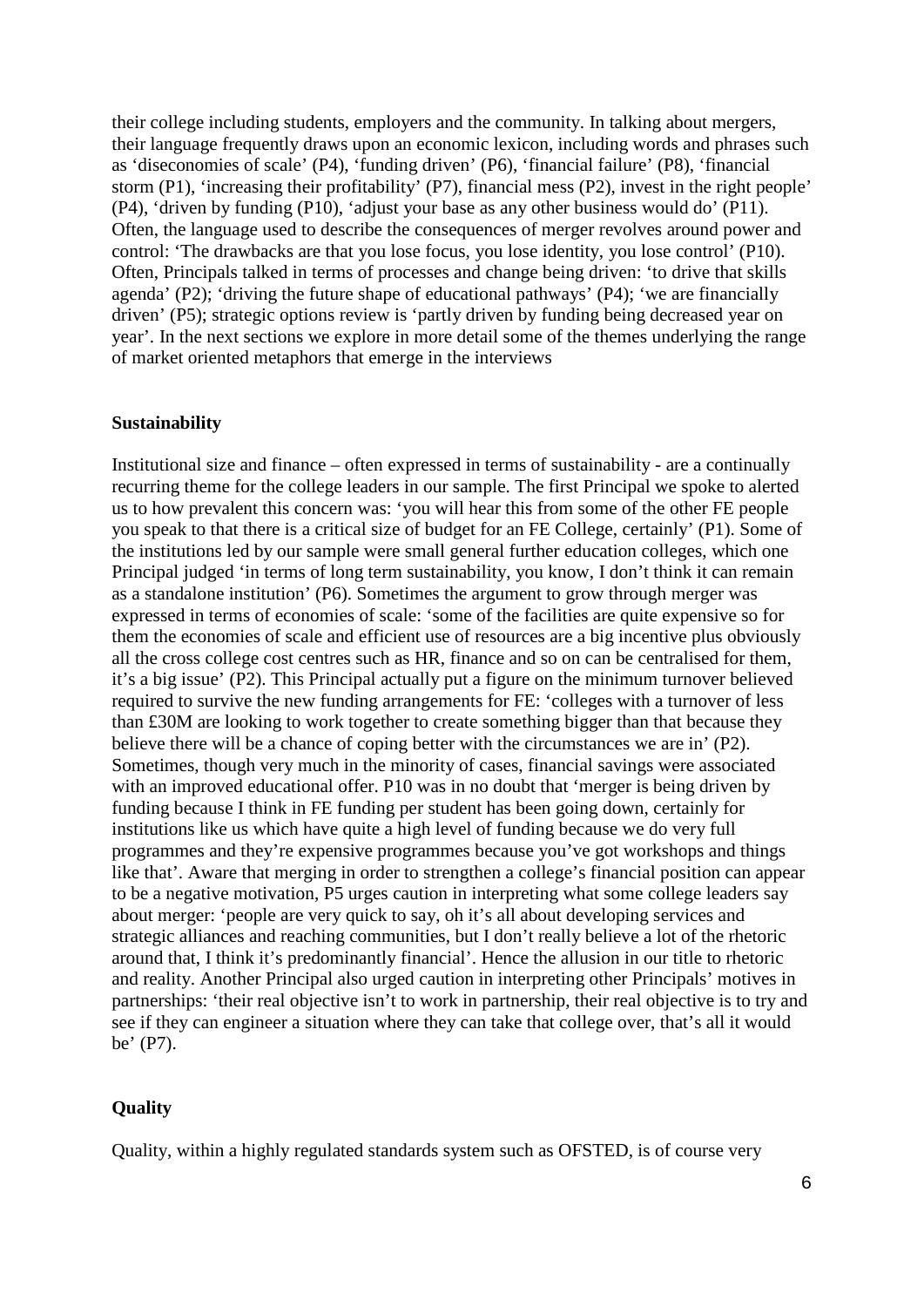their college including students, employers and the community. In talking about mergers, their language frequently draws upon an economic lexicon, including words and phrases such as 'diseconomies of scale' (P4), 'funding driven' (P6), 'financial failure' (P8), 'financial storm (P1), 'increasing their profitability' (P7), financial mess (P2), invest in the right people' (P4), 'driven by funding (P10), 'adjust your base as any other business would do' (P11). Often, the language used to describe the consequences of merger revolves around power and control: 'The drawbacks are that you lose focus, you lose identity, you lose control' (P10). Often, Principals talked in terms of processes and change being driven: 'to drive that skills agenda' (P2); 'driving the future shape of educational pathways' (P4); 'we are financially driven' (P5); strategic options review is 'partly driven by funding being decreased year on year'. In the next sections we explore in more detail some of the themes underlying the range of market oriented metaphors that emerge in the interviews

**Sustainability**

Institutional size and finance – often expressed in terms of sustainability - are a continually recurring theme for the college leaders in our sample. The first Principal we spoke to alerted us to how prevalent this concern was: 'you will hear this from some of the other FE people you speak to that there is a critical size of budget for an FE College, certainly' (P1). Some of the institutions led by our sample were small general further education colleges, which one Principal judged 'in terms of long term sustainability, you know, I don't think it can remain as a standalone institution' (P6). Sometimes the argument to grow through merger was expressed in terms of economies of scale: 'some of the facilities are quite expensive so for them the economies of scale and efficient use of resources are a big incentive plus obviously all the cross college cost centres such as HR, finance and so on can be centralised for them, it's a big issue' (P2). This Principal actually put a figure on the minimum turnover believed required to survive the new funding arrangements for FE: 'colleges with a turnover of less than £30M are looking to work together to create something bigger than that because they believe there will be a chance of coping better with the circumstances we are in' (P2). Sometimes, though very much in the minority of cases, financial savings were associated with an improved educational offer. P10 was in no doubt that 'merger is being driven by funding because I think in FE funding per student has been going down, certainly for institutions like us which have quite a high level of funding because we do very full programmes and they're expensive programmes because you've got workshops and things like that'. Aware that merging in order to strengthen a college's financial position can appear to be a negative motivation, P5 urges caution in interpreting what some college leaders say about merger: 'people are very quick to say, oh it's all about developing services and strategic alliances and reaching communities, but I don't really believe a lot of the rhetoric around that, I think it's predominantly financial'. Hence the allusion in our title to rhetoric and reality. Another Principal also urged caution in interpreting other Principals' motives in partnerships: 'their real objective isn't to work in partnership, their real objective is to try and see if they can engineer a situation where they can take that college over, that's all it would be' (P7).

**Quality**

Quality, within a highly regulated standards system such as OFSTED, is of course very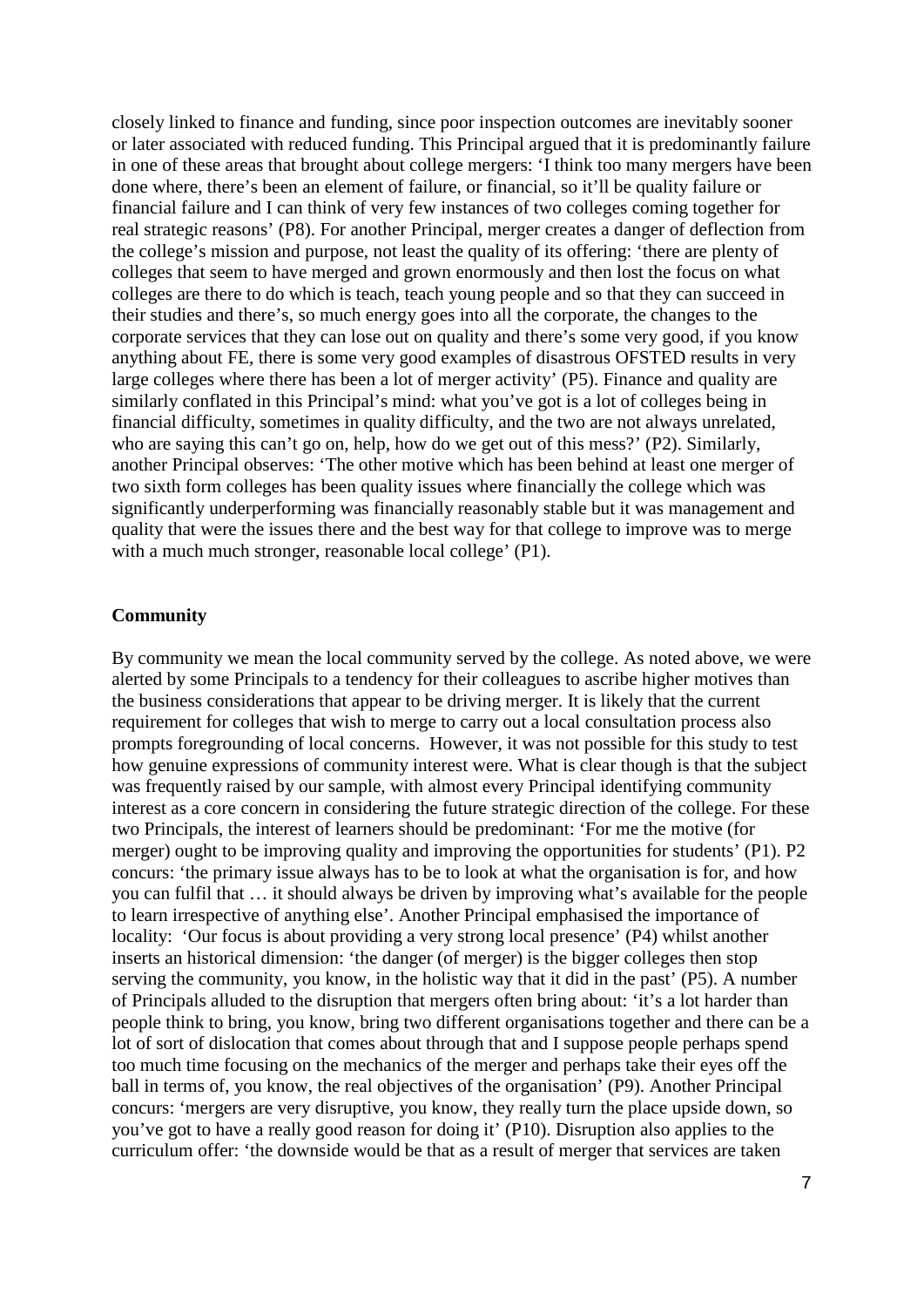closely linked to finance and funding, since poor inspection outcomes are inevitably sooner or later associated with reduced funding. This Principal argued that it is predominantly failure in one of these areas that brought about college mergers: 'I think too many mergers have been done where, there's been an element of failure, or financial, so it'll be quality failure or financial failure and I can think of very few instances of two colleges coming together for real strategic reasons' (P8). For another Principal, merger creates a danger of deflection from the college's mission and purpose, not least the quality of its offering: 'there are plenty of colleges that seem to have merged and grown enormously and then lost the focus on what colleges are there to do which is teach, teach young people and so that they can succeed in their studies and there's, so much energy goes into all the corporate, the changes to the corporate services that they can lose out on quality and there's some very good, if you know anything about FE, there is some very good examples of disastrous OFSTED results in very large colleges where there has been a lot of merger activity' (P5). Finance and quality are similarly conflated in this Principal's mind: what you've got is a lot of colleges being in financial difficulty, sometimes in quality difficulty, and the two are not always unrelated, who are saying this can't go on, help, how do we get out of this mess?' (P2). Similarly, another Principal observes: 'The other motive which has been behind at least one merger of two sixth form colleges has been quality issues where financially the college which was significantly underperforming was financially reasonably stable but it was management and quality that were the issues there and the best way for that college to improve was to merge with a much much stronger, reasonable local college' (P1).

**Community**

By community we mean the local community served by the college. As noted above, we were alerted by some Principals to a tendency for their colleagues to ascribe higher motives than the business considerations that appear to be driving merger. It is likely that the current requirement for colleges that wish to merge to carry out a local consultation process also prompts foregrounding of local concerns. However, it was not possible for this study to test how genuine expressions of community interest were. What is clear though is that the subject was frequently raised by our sample, with almost every Principal identifying community interest as a core concern in considering the future strategic direction of the college. For these two Principals, the interest of learners should be predominant: 'For me the motive (for merger) ought to be improving quality and improving the opportunities for students' (P1). P2 concurs: 'the primary issue always has to be to look at what the organisation is for, and how you can fulfil that … it should always be driven by improving what's available for the people to learn irrespective of anything else'. Another Principal emphasised the importance of locality: 'Our focus is about providing a very strong local presence' (P4) whilst another inserts an historical dimension: 'the danger (of merger) is the bigger colleges then stop serving the community, you know, in the holistic way that it did in the past' (P5). A number of Principals alluded to the disruption that mergers often bring about: 'it's a lot harder than people think to bring, you know, bring two different organisations together and there can be a lot of sort of dislocation that comes about through that and I suppose people perhaps spend too much time focusing on the mechanics of the merger and perhaps take their eyes off the ball in terms of, you know, the real objectives of the organisation' (P9). Another Principal concurs: 'mergers are very disruptive, you know, they really turn the place upside down, so you've got to have a really good reason for doing it' (P10). Disruption also applies to the curriculum offer: 'the downside would be that as a result of merger that services are taken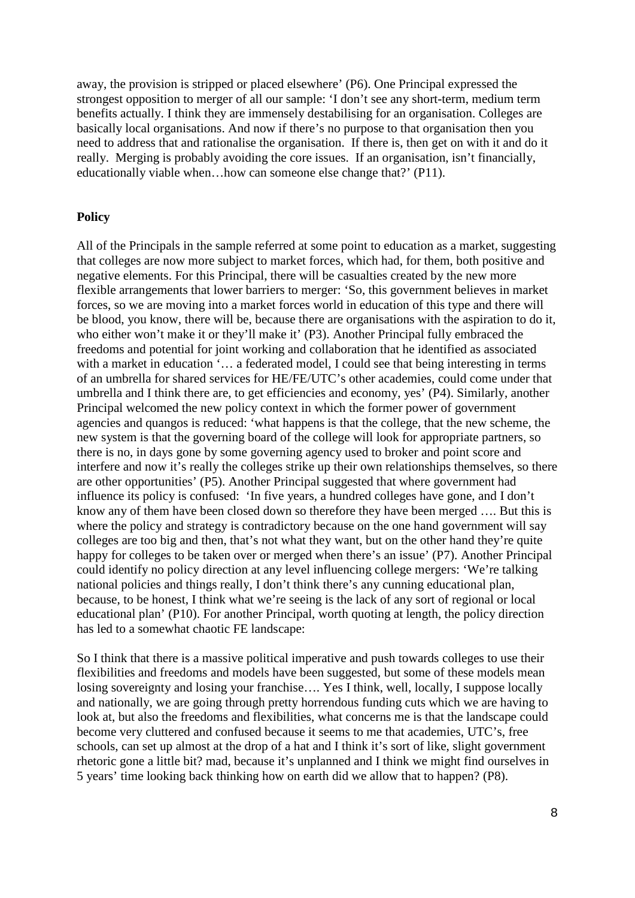away, the provision is stripped or placed elsewhere' (P6). One Principal expressed the strongest opposition to merger of all our sample: 'I don't see any short-term, medium term benefits actually. I think they are immensely destabilising for an organisation. Colleges are basically local organisations. And now if there's no purpose to that organisation then you need to address that and rationalise the organisation. If there is, then get on with it and do it really. Merging is probably avoiding the core issues. If an organisation, isn't financially, educationally viable when…how can someone else change that?' (P11).

**Policy**

All of the Principals in the sample referred at some point to education as a market, suggesting that colleges are now more subject to market forces, which had, for them, both positive and negative elements. For this Principal, there will be casualties created by the new more flexible arrangements that lower barriers to merger: 'So, this government believes in market forces, so we are moving into a market forces world in education of this type and there will be blood, you know, there will be, because there are organisations with the aspiration to do it, who either won't make it or they'll make it' (P3). Another Principal fully embraced the freedoms and potential for joint working and collaboration that he identified as associated with a market in education '… a federated model, I could see that being interesting in terms of an umbrella for shared services for HE/FE/UTC's other academies, could come under that umbrella and I think there are, to get efficiencies and economy, yes' (P4). Similarly, another Principal welcomed the new policy context in which the former power of government agencies and quangos is reduced: 'what happens is that the college, that the new scheme, the new system is that the governing board of the college will look for appropriate partners, so there is no, in days gone by some governing agency used to broker and point score and interfere and now it's really the colleges strike up their own relationships themselves, so there are other opportunities' (P5). Another Principal suggested that where government had influence its policy is confused: 'In five years, a hundred colleges have gone, and I don't know any of them have been closed down so therefore they have been merged …. But this is where the policy and strategy is contradictory because on the one hand government will say colleges are too big and then, that's not what they want, but on the other hand they're quite happy for colleges to be taken over or merged when there's an issue' (P7). Another Principal could identify no policy direction at any level influencing college mergers: 'We're talking national policies and things really, I don't think there's any cunning educational plan, because, to be honest, I think what we're seeing is the lack of any sort of regional or local educational plan' (P10). For another Principal, worth quoting at length, the policy direction has led to a somewhat chaotic FE landscape:

So I think that there is a massive political imperative and push towards colleges to use their flexibilities and freedoms and models have been suggested, but some of these models mean losing sovereignty and losing your franchise…. Yes I think, well, locally, I suppose locally and nationally, we are going through pretty horrendous funding cuts which we are having to look at, but also the freedoms and flexibilities, what concerns me is that the landscape could become very cluttered and confused because it seems to me that academies, UTC's, free schools, can set up almost at the drop of a hat and I think it's sort of like, slight government rhetoric gone a little bit? mad, because it's unplanned and I think we might find ourselves in 5 years' time looking back thinking how on earth did we allow that to happen? (P8).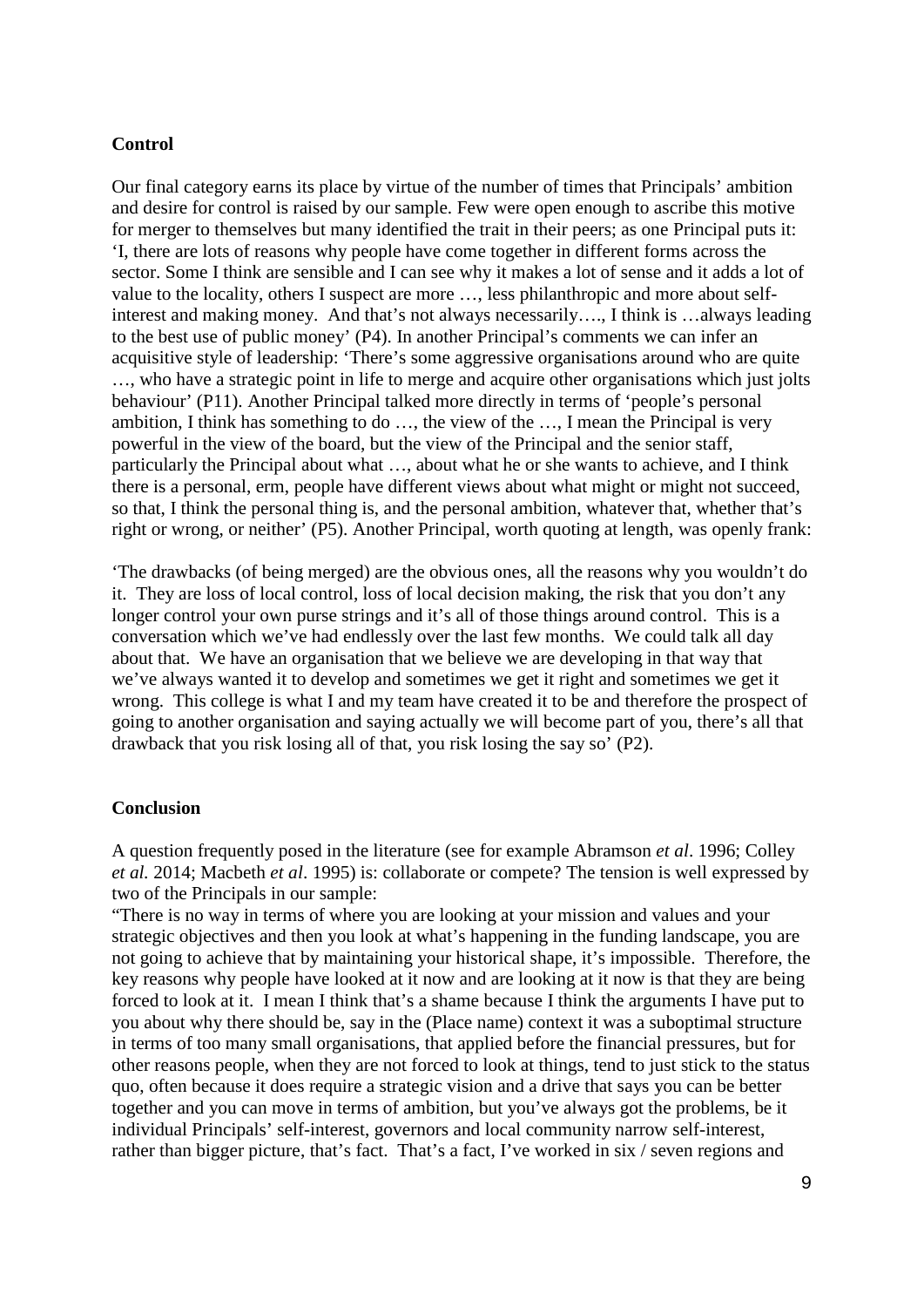### Control

Our final category earns its place by virtue of the number of times that Principals' ambition and desire for control is raised by our sample. Few were open enough to ascribe this motive for merger to themselves but many identified the trait in their peers; as one Principal puts it: 'I, there are lots of reasons why people have come together in different forms across the sector. Some I think are sensible and I can see why it makes a lot of sense and it adds a lot of value to the locality, others I suspect are more …, less philanthropic and more about self-interest and making money. And that's not always necessarily…., I think is …always leading to the best use of public money' (P4). In another Principal's comments we can infer an acquisitive style of leadership: 'There's some aggressive organisations around who are quite …, who have a strategic point in life to merge and acquire other organisations which just jolts behaviour' (P11). Another Principal talked more directly in terms of 'people's personal ambition, I think has something to do …, the view of the …, I mean the Principal is very powerful in the view of the board, but the view of the Principal and the senior staff, particularly the Principal about what …, about what he or she wants to achieve, and I think there is a personal, erm, people have different views about what might or might not succeed, so that, I think the personal thing is, and the personal ambition, whatever that, whether that's right or wrong, or neither' (P5). Another Principal, worth quoting at length, was openly frank:

'The drawbacks (of being merged) are the obvious ones, all the reasons why you wouldn't do it. They are loss of local control, loss of local decision making, the risk that you don't any longer control your own purse strings and it's all of those things around control. This is a conversation which we've had endlessly over the last few months. We could talk all day about that. We have an organisation that we believe we are developing in that way that we've always wanted it to develop and sometimes we get it right and sometimes we get it wrong. This college is what I and my team have created it to be and therefore the prospect of going to another organisation and saying actually we will become part of you, there's all that drawback that you risk losing all of that, you risk losing the say so' (P2).

### Conclusion

A question frequently posed in the literature (see for example Abramson *et al*. 1996; Colley *et al.* 2014; Macbeth *et al*. 1995) is: collaborate or compete? The tension is well expressed by two of the Principals in our sample:

"There is no way in terms of where you are looking at your mission and values and your strategic objectives and then you look at what's happening in the funding landscape, you are not going to achieve that by maintaining your historical shape, it's impossible. Therefore, the key reasons why people have looked at it now and are looking at it now is that they are being forced to look at it. I mean I think that's a shame because I think the arguments I have put to you about why there should be, say in the (Place name) context it was a suboptimal structure in terms of too many small organisations, that applied before the financial pressures, but for other reasons people, when they are not forced to look at things, tend to just stick to the status quo, often because it does require a strategic vision and a drive that says you can be better together and you can move in terms of ambition, but you've always got the problems, be it individual Principals' self-interest, governors and local community narrow self-interest, rather than bigger picture, that's fact. That's a fact, I've worked in six / seven regions and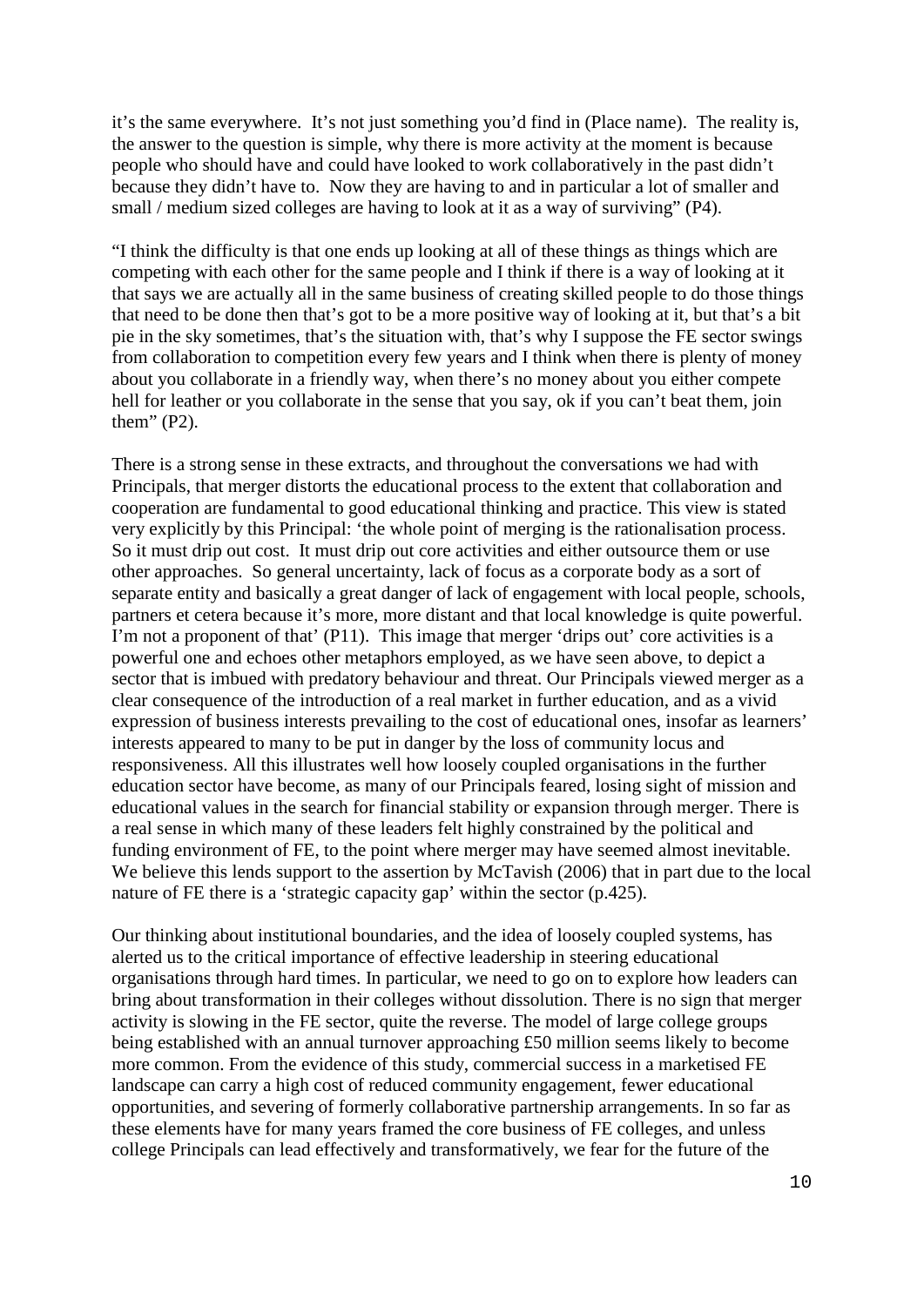it's the same everywhere. It's not just something you'd find in (Place name). The reality is, the answer to the question is simple, why there is more activity at the moment is because people who should have and could have looked to work collaboratively in the past didn't because they didn't have to. Now they are having to and in particular a lot of smaller and small / medium sized colleges are having to look at it as a way of surviving" (P4).

"I think the difficulty is that one ends up looking at all of these things as things which are competing with each other for the same people and I think if there is a way of looking at it that says we are actually all in the same business of creating skilled people to do those things that need to be done then that's got to be a more positive way of looking at it, but that's a bit pie in the sky sometimes, that's the situation with, that's why I suppose the FE sector swings from collaboration to competition every few years and I think when there is plenty of money about you collaborate in a friendly way, when there's no money about you either compete hell for leather or you collaborate in the sense that you say, ok if you can't beat them, join them" (P2).

There is a strong sense in these extracts, and throughout the conversations we had with Principals, that merger distorts the educational process to the extent that collaboration and cooperation are fundamental to good educational thinking and practice. This view is stated very explicitly by this Principal: 'the whole point of merging is the rationalisation process. So it must drip out cost. It must drip out core activities and either outsource them or use other approaches. So general uncertainty, lack of focus as a corporate body as a sort of separate entity and basically a great danger of lack of engagement with local people, schools, partners et cetera because it's more, more distant and that local knowledge is quite powerful. I'm not a proponent of that' (P11). This image that merger 'drips out' core activities is a powerful one and echoes other metaphors employed, as we have seen above, to depict a sector that is imbued with predatory behaviour and threat. Our Principals viewed merger as a clear consequence of the introduction of a real market in further education, and as a vivid expression of business interests prevailing to the cost of educational ones, insofar as learners' interests appeared to many to be put in danger by the loss of community locus and responsiveness. All this illustrates well how loosely coupled organisations in the further education sector have become, as many of our Principals feared, losing sight of mission and educational values in the search for financial stability or expansion through merger. There is a real sense in which many of these leaders felt highly constrained by the political and funding environment of FE, to the point where merger may have seemed almost inevitable. We believe this lends support to the assertion by McTavish (2006) that in part due to the local nature of FE there is a 'strategic capacity gap' within the sector (p.425).

Our thinking about institutional boundaries, and the idea of loosely coupled systems, has alerted us to the critical importance of effective leadership in steering educational organisations through hard times. In particular, we need to go on to explore how leaders can bring about transformation in their colleges without dissolution. There is no sign that merger activity is slowing in the FE sector, quite the reverse. The model of large college groups being established with an annual turnover approaching £50 million seems likely to become more common. From the evidence of this study, commercial success in a marketised FE landscape can carry a high cost of reduced community engagement, fewer educational opportunities, and severing of formerly collaborative partnership arrangements. In so far as these elements have for many years framed the core business of FE colleges, and unless college Principals can lead effectively and transformatively, we fear for the future of the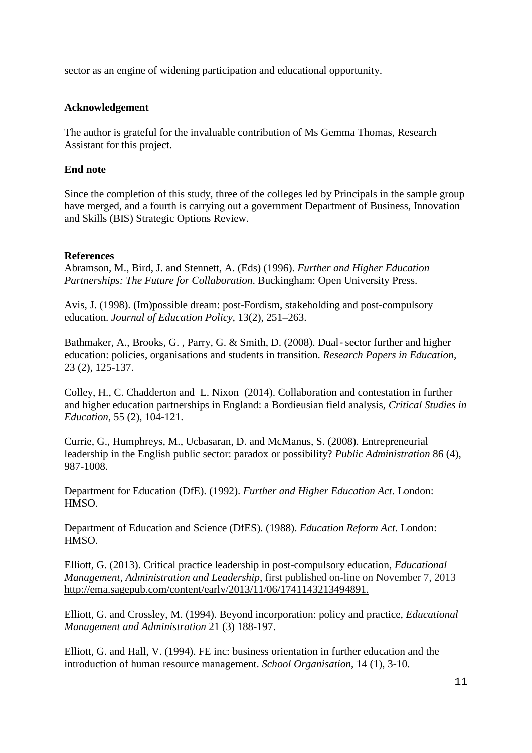sector as an engine of widening participation and educational opportunity.

**Acknowledgement**

The author is grateful for the invaluable contribution of Ms Gemma Thomas, Research Assistant for this project.

**End note**

Since the completion of this study, three of the colleges led by Principals in the sample group have merged, and a fourth is carrying out a government Department of Business, Innovation and Skills (BIS) Strategic Options Review.

**References**

Abramson, M., Bird, J. and Stennett, A. (Eds) (1996). *Further and Higher Education Partnerships: The Future for Collaboration*. Buckingham: Open University Press.

Avis, J. (1998). (Im)possible dream: post-Fordism, stakeholding and post-compulsory education. *Journal of Education Policy*, 13(2), 251–263.

Bathmaker, A., Brooks, G. , Parry, G. & Smith, D. (2008). Dual‐sector further and higher education: policies, organisations and students in transition. *Research Papers in Education*, 23 (2), 125-137.

Colley, H., C. Chadderton and L. Nixon (2014). Collaboration and contestation in further and higher education partnerships in England: a Bordieusian field analysis, *Critical Studies in Education*, 55 (2), 104-121.

Currie, G., Humphreys, M., Ucbasaran, D. and McManus, S. (2008). Entrepreneurial leadership in the English public sector: paradox or possibility? *Public Administration* 86 (4), 987-1008.

Department for Education (DfE). (1992). *Further and Higher Education Act*. London: HMSO.

Department of Education and Science (DfES). (1988). *Education Reform Act*. London: HMSO.

Elliott, G. (2013). Critical practice leadership in post-compulsory education, *Educational Management, Administration and Leadership*, first published on-line on November 7, 2013 http://ema.sagepub.com/content/early/2013/11/06/1741143213494891.

Elliott, G. and Crossley, M. (1994). Beyond incorporation: policy and practice, *Educational Management and Administration* 21 (3) 188-197.

Elliott, G. and Hall, V. (1994). FE inc: business orientation in further education and the introduction of human resource management. *School Organisation*, 14 (1), 3-10.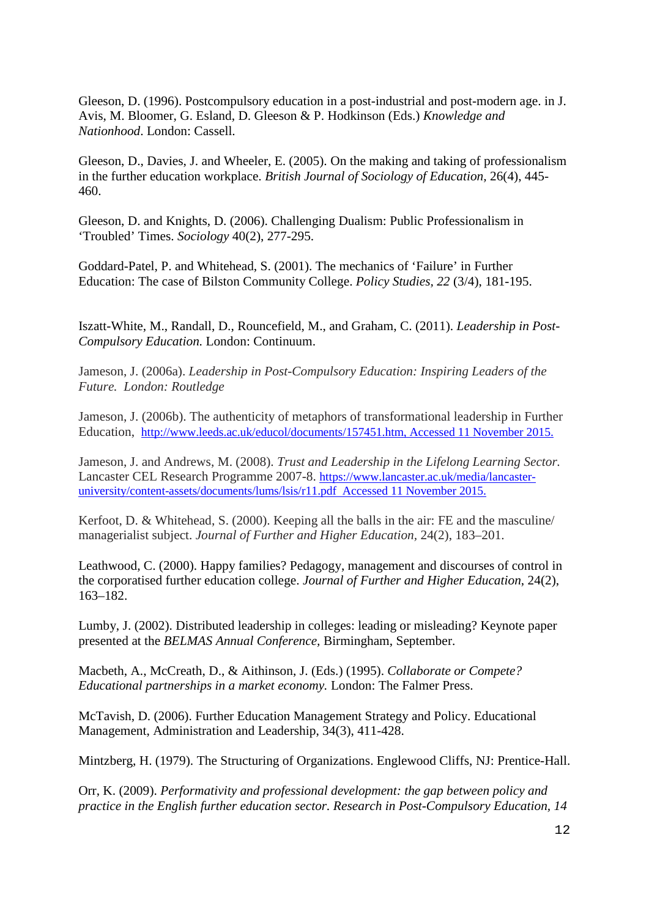Gleeson, D. (1996). Postcompulsory education in a post-industrial and post-modern age. in J. Avis, M. Bloomer, G. Esland, D. Gleeson & P. Hodkinson (Eds.) *Knowledge and Nationhood*. London: Cassell.

Gleeson, D., Davies, J. and Wheeler, E. (2005). On the making and taking of professionalism in the further education workplace. *British Journal of Sociology of Education,* 26(4), 445-460.

Gleeson, D. and Knights, D. (2006). Challenging Dualism: Public Professionalism in 'Troubled' Times. *Sociology* 40(2), 277-295.

Goddard-Patel, P. and Whitehead, S. (2001). The mechanics of 'Failure' in Further Education: The case of Bilston Community College. *Policy Studies, 22* (3/4), 181-195.

Iszatt-White, M., Randall, D., Rouncefield, M., and Graham, C. (2011). *Leadership in Post-Compulsory Education.* London: Continuum.

Jameson, J. (2006a). *Leadership in Post-Compulsory Education: Inspiring Leaders of the Future. London: Routledge*

Jameson, J. (2006b). The authenticity of metaphors of transformational leadership in Further Education, http://www.leeds.ac.uk/educol/documents/157451.htm, Accessed 11 November 2015.

Jameson, J. and Andrews, M. (2008). *Trust and Leadership in the Lifelong Learning Sector.* Lancaster CEL Research Programme 2007-8. https://www.lancaster.ac.uk/media/lancaster-university/content-assets/documents/lums/lsis/r11.pdf Accessed 11 November 2015.

Kerfoot, D. & Whitehead, S. (2000). Keeping all the balls in the air: FE and the masculine/ managerialist subject. *Journal of Further and Higher Education,* 24(2), 183–201.

Leathwood, C. (2000). Happy families? Pedagogy, management and discourses of control in the corporatised further education college. *Journal of Further and Higher Education*, 24(2), 163–182.

Lumby, J. (2002). Distributed leadership in colleges: leading or misleading? Keynote paper presented at the *BELMAS Annual Conference,* Birmingham, September.

Macbeth, A., McCreath, D., & Aithinson, J. (Eds.) (1995). *Collaborate or Compete? Educational partnerships in a market economy.* London: The Falmer Press.

McTavish, D. (2006). Further Education Management Strategy and Policy. Educational Management, Administration and Leadership, 34(3), 411-428.

Mintzberg, H. (1979). The Structuring of Organizations. Englewood Cliffs, NJ: Prentice-Hall.

Orr, K. (2009). *Performativity and professional development: the gap between policy and practice in the English further education sector. Research in Post-Compulsory Education, 14*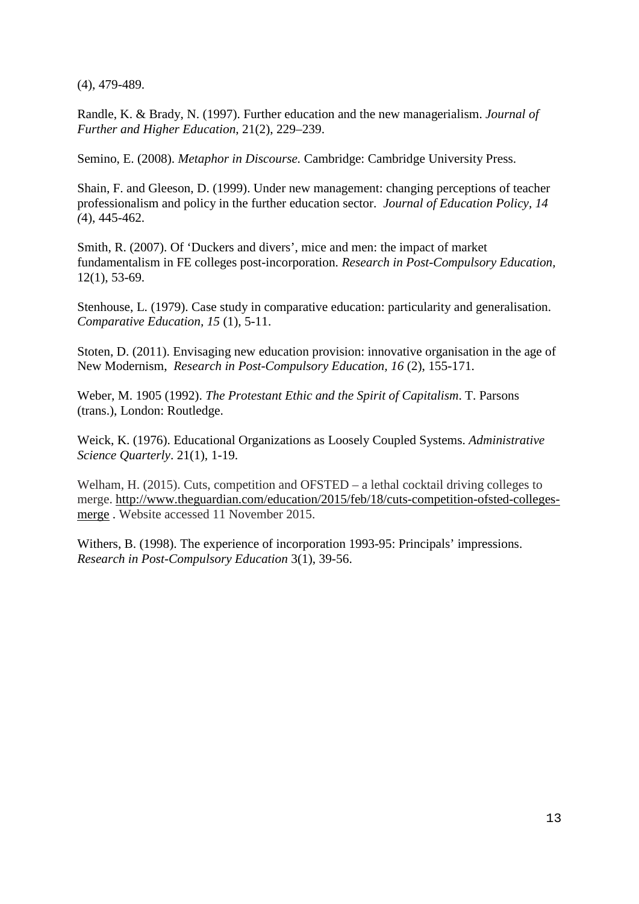(4), 479-489.

Randle, K. & Brady, N. (1997). Further education and the new managerialism. *Journal of Further and Higher Education*, 21(2), 229–239.

Semino, E. (2008). *Metaphor in Discourse.* Cambridge: Cambridge University Press.

Shain, F. and Gleeson, D. (1999). Under new management: changing perceptions of teacher professionalism and policy in the further education sector. *Journal of Education Policy, 14 (*4), 445-462.

Smith, R. (2007). Of 'Duckers and divers', mice and men: the impact of market fundamentalism in FE colleges post-incorporation. *Research in Post-Compulsory Education*, 12(1), 53-69.

Stenhouse, L. (1979). Case study in comparative education: particularity and generalisation. *Comparative Education, 15* (1), 5-11.

Stoten, D. (2011). Envisaging new education provision: innovative organisation in the age of New Modernism, *Research in Post-Compulsory Education, 16* (2), 155-171.

Weber, M. 1905 (1992). *The Protestant Ethic and the Spirit of Capitalism*. T. Parsons (trans.), London: Routledge.

Weick, K. (1976). Educational Organizations as Loosely Coupled Systems. *Administrative Science Quarterly*. 21(1), 1-19.

Welham, H. (2015). Cuts, competition and OFSTED – a lethal cocktail driving colleges to merge. http://www.theguardian.com/education/2015/feb/18/cuts-competition-ofsted-colleges-merge . Website accessed 11 November 2015.

Withers, B. (1998). The experience of incorporation 1993-95: Principals' impressions. *Research in Post-Compulsory Education* 3(1), 39-56.